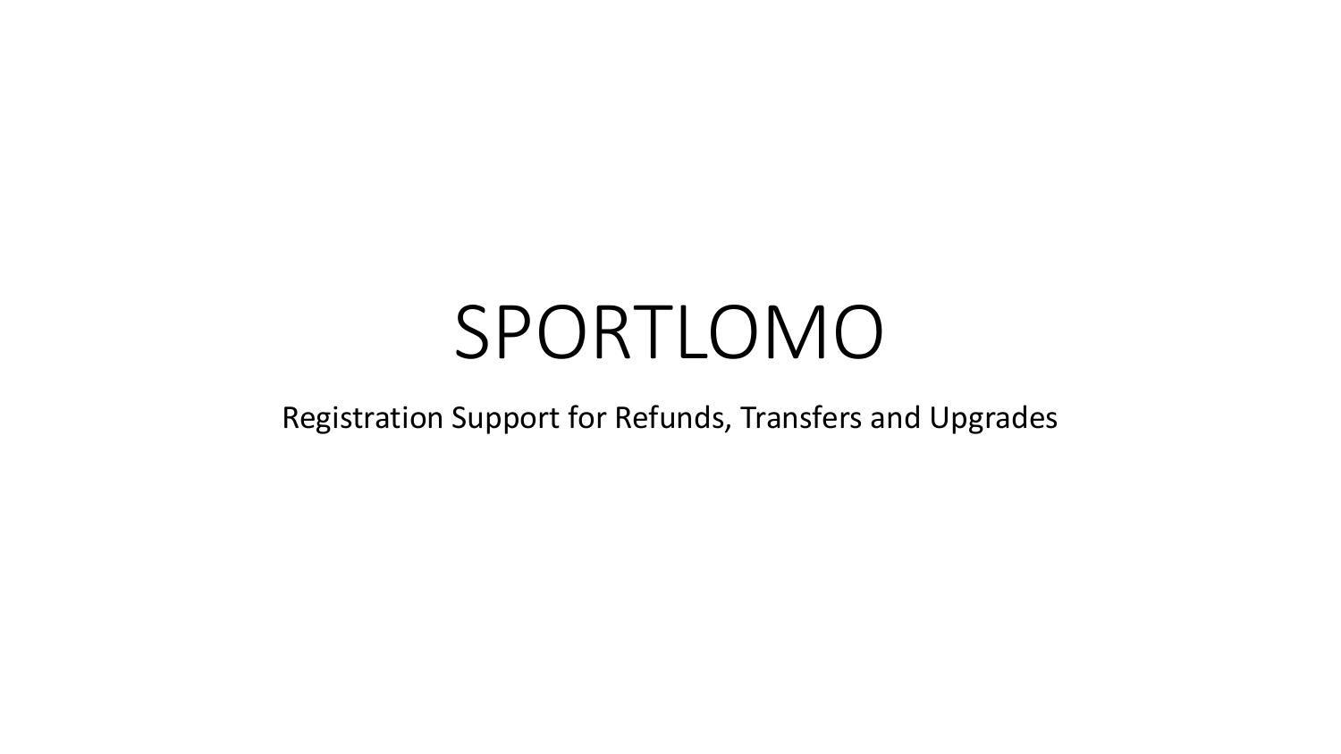# SPORTLOMO

Registration Support for Refunds, Transfers and Upgrades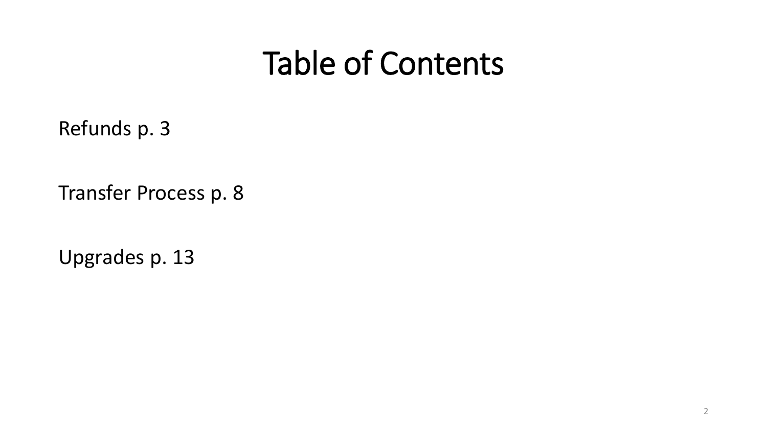# Table of Contents

Refunds p. 3

Transfer Process p. 8

Upgrades p. 13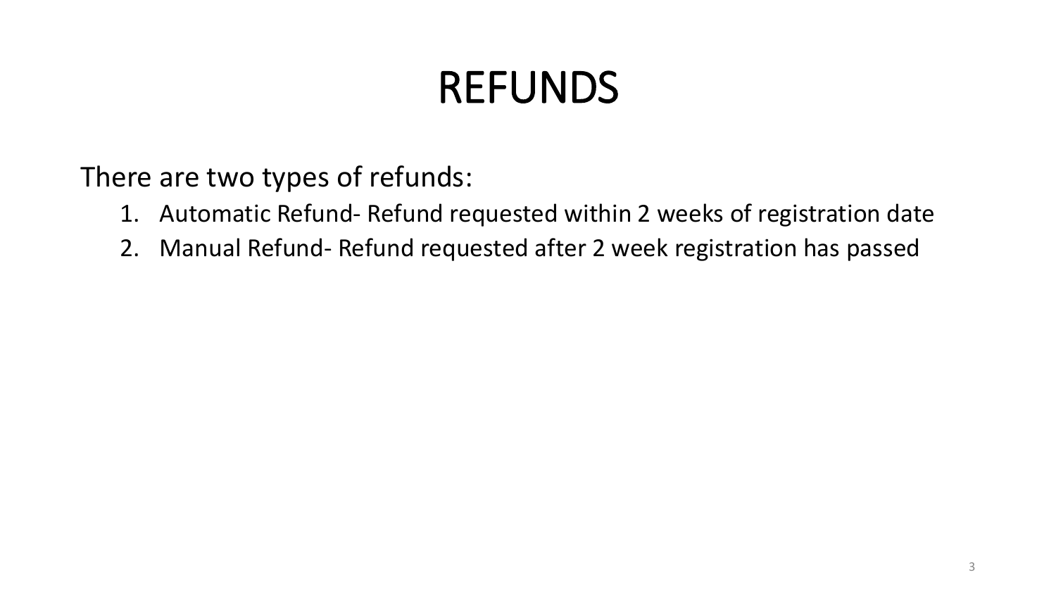# REFUNDS

There are two types of refunds:

1. Automatic Refund- Refund requested within 2 weeks of registration date
2. Manual Refund- Refund requested after 2 week registration has passed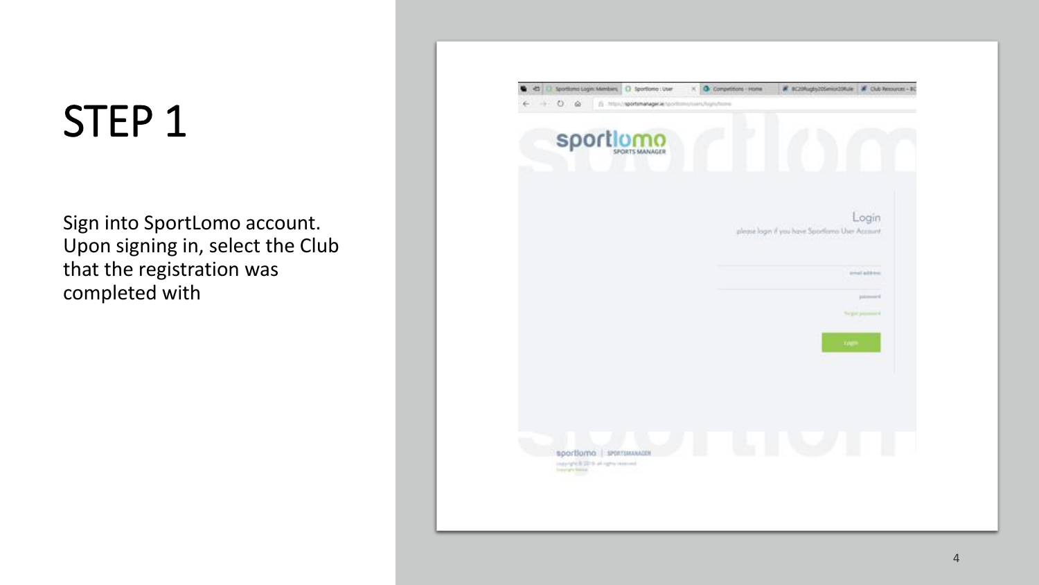# STEP 1

Sign into SportLomo account. Upon signing in, select the Club that the registration was completed with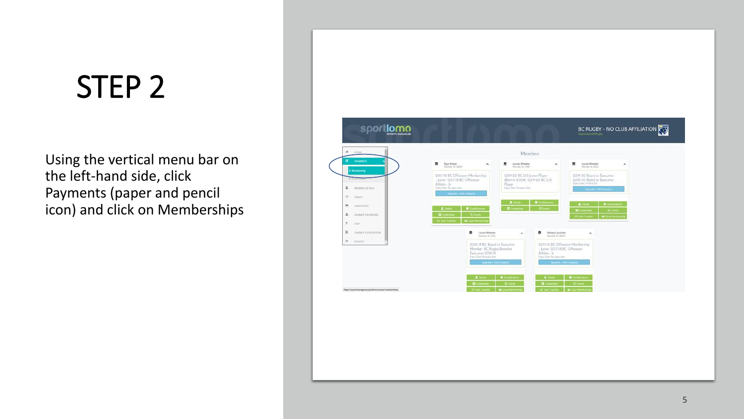# STEP 2

Using the vertical menu bar on the left-hand side, click Payments (paper and pencil icon) and click on Memberships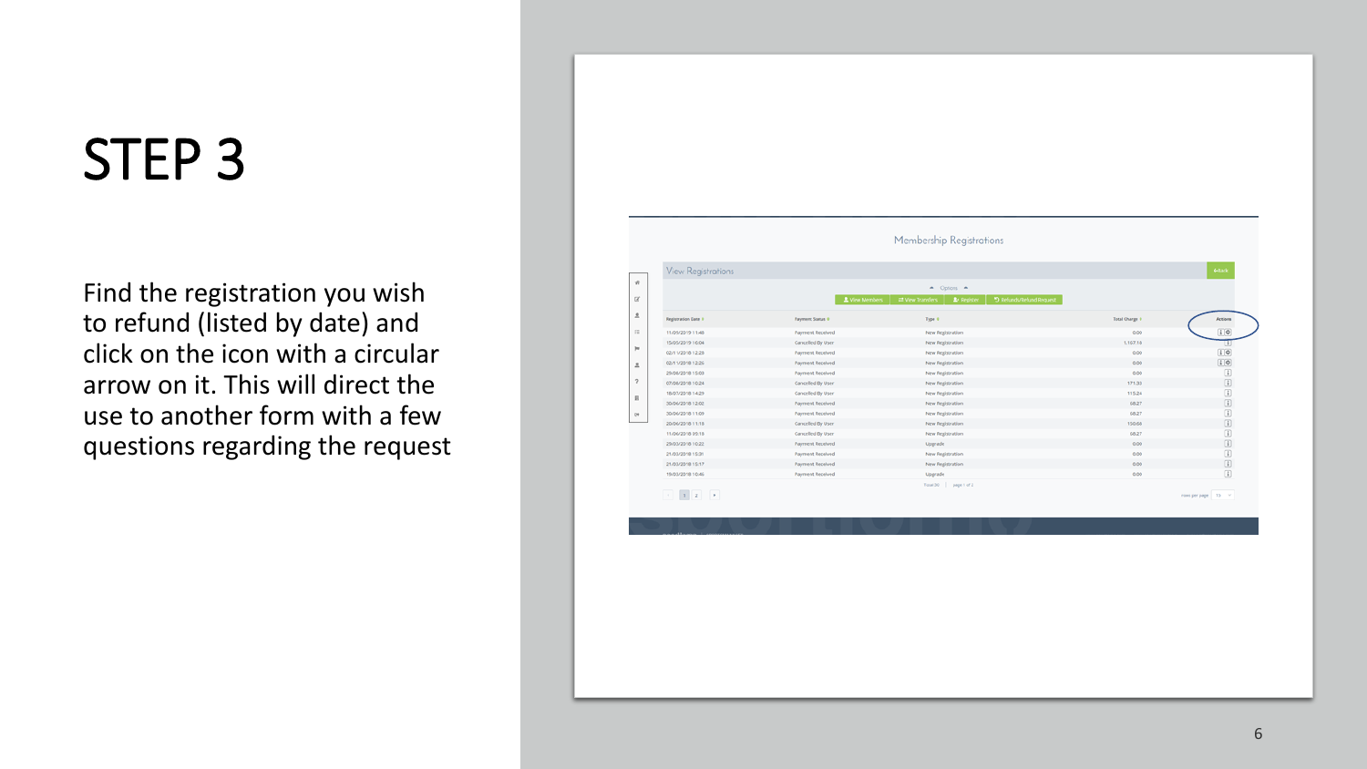# STEP 3

Find the registration you wish to refund (listed by date) and click on the icon with a circular arrow on it. This will direct the use to another form with a few questions regarding the request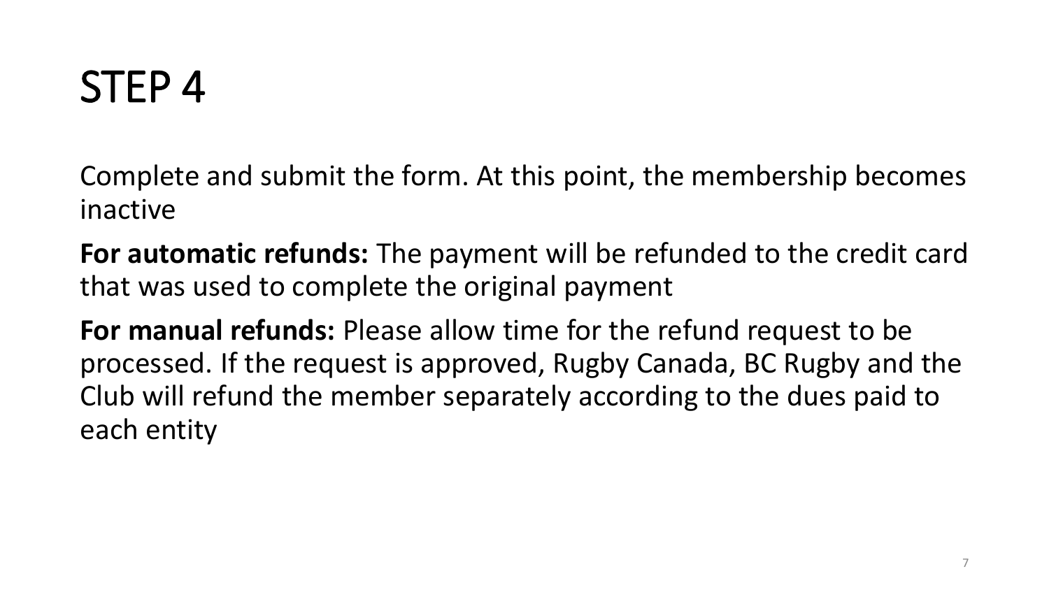# STEP 4

Complete and submit the form. At this point, the membership becomes inactive

**For automatic refunds:** The payment will be refunded to the credit card that was used to complete the original payment

**For manual refunds:** Please allow time for the refund request to be processed. If the request is approved, Rugby Canada, BC Rugby and the Club will refund the member separately according to the dues paid to each entity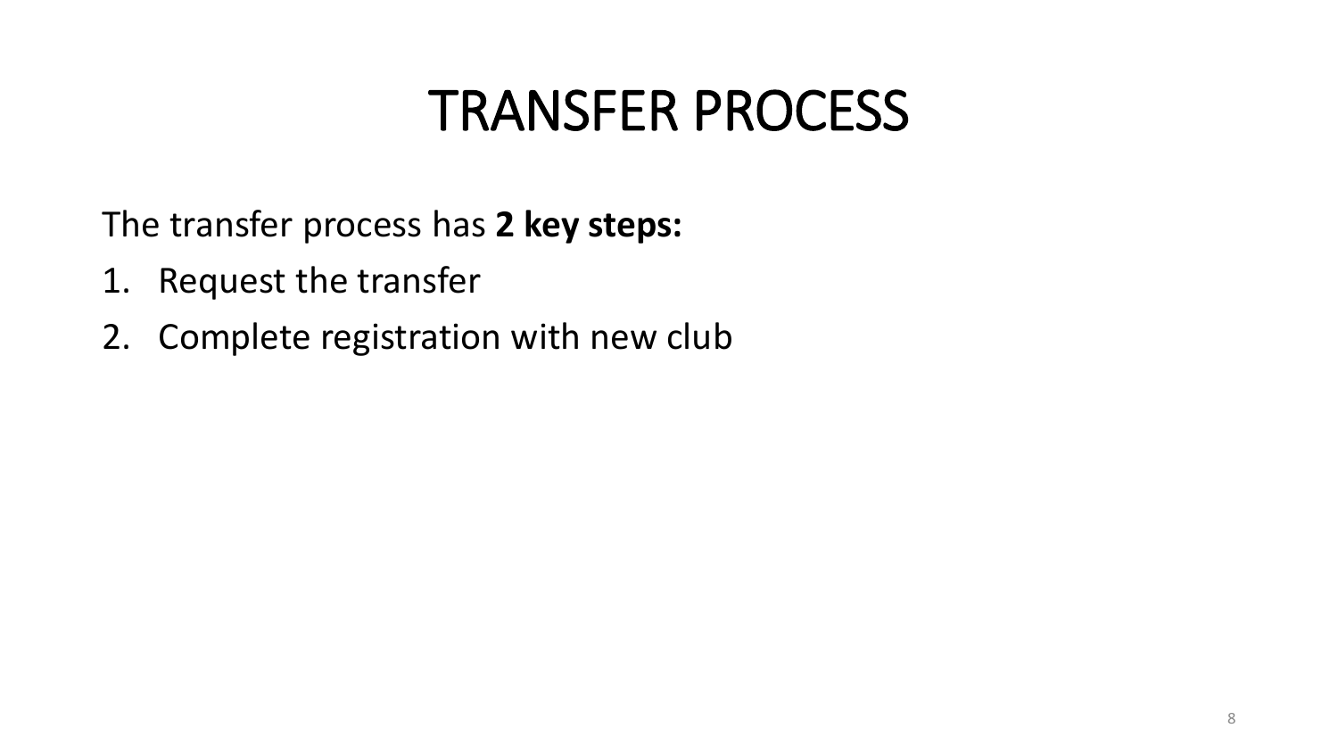# TRANSFER PROCESS

The transfer process has **2 key steps:**

1. Request the transfer
2. Complete registration with new club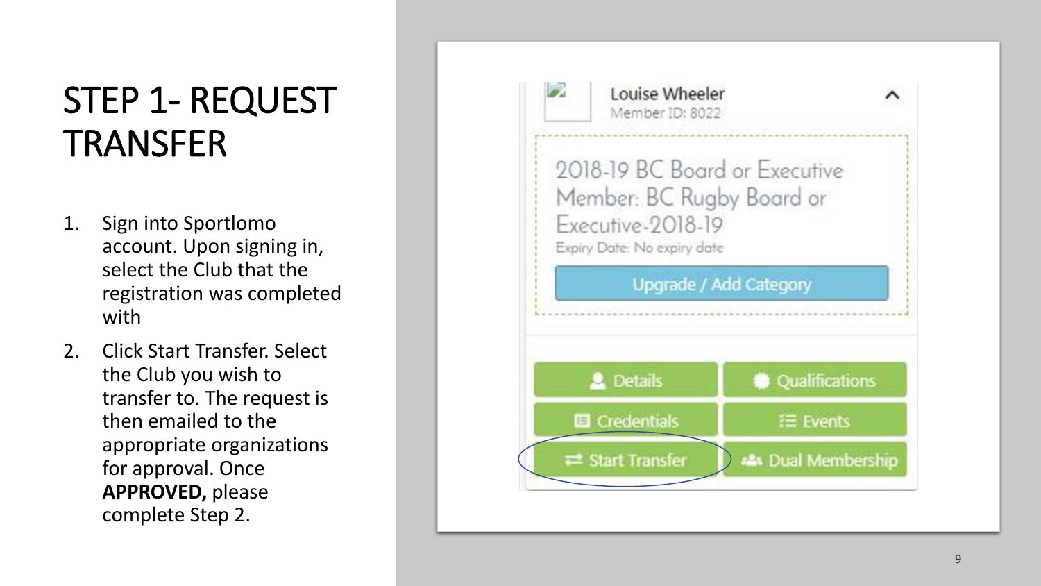# STEP 1- REQUEST TRANSFER

1. Sign into Sportlomo account. Upon signing in, select the Club that the registration was completed with
2. Click Start Transfer. Select the Club you wish to transfer to. The request is then emailed to the appropriate organizations for approval. Once **APPROVED,** please complete Step 2.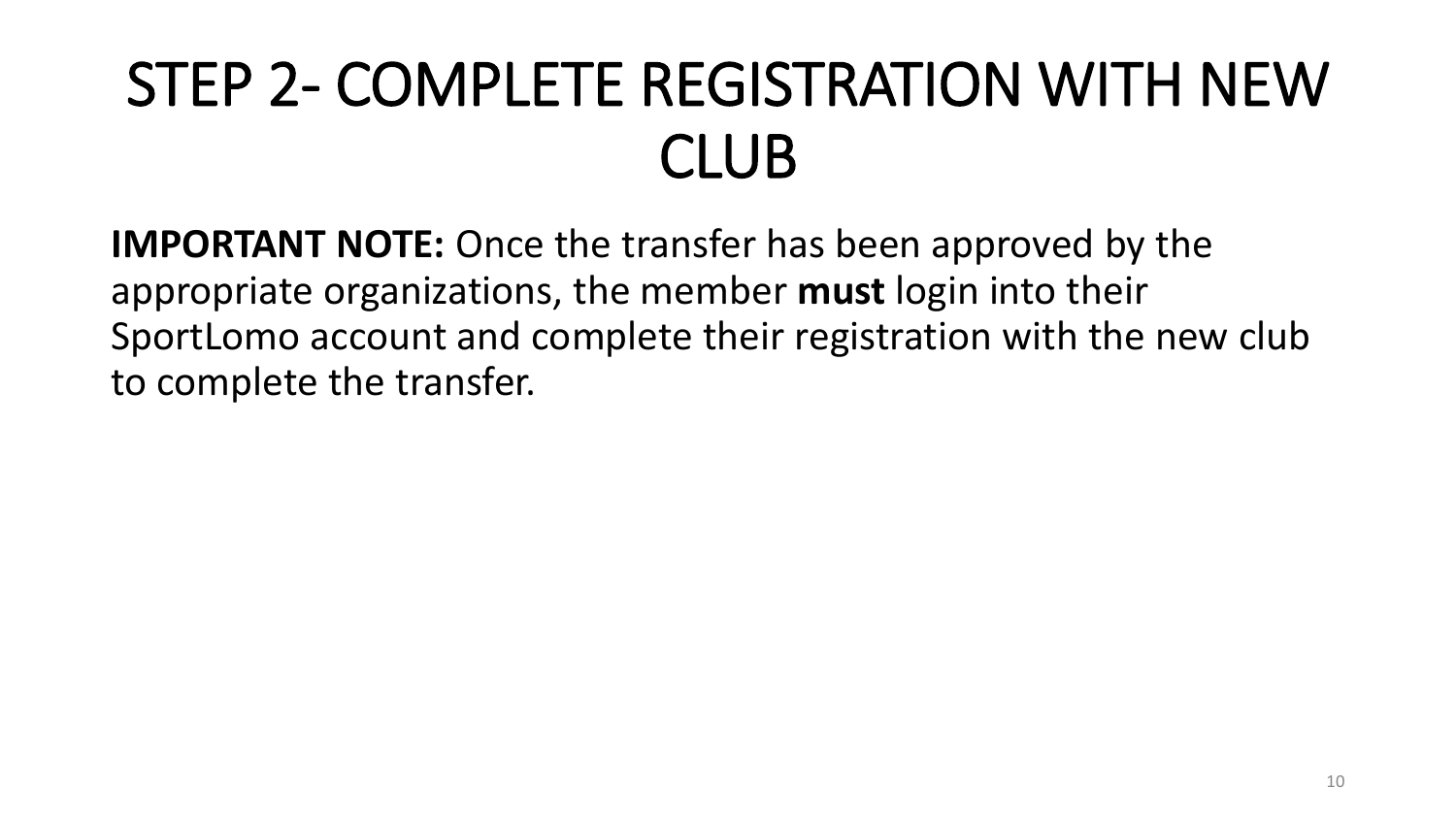# STEP 2- COMPLETE REGISTRATION WITH NEW CLUB

**IMPORTANT NOTE:** Once the transfer has been approved by the appropriate organizations, the member **must** login into their SportLomo account and complete their registration with the new club to complete the transfer.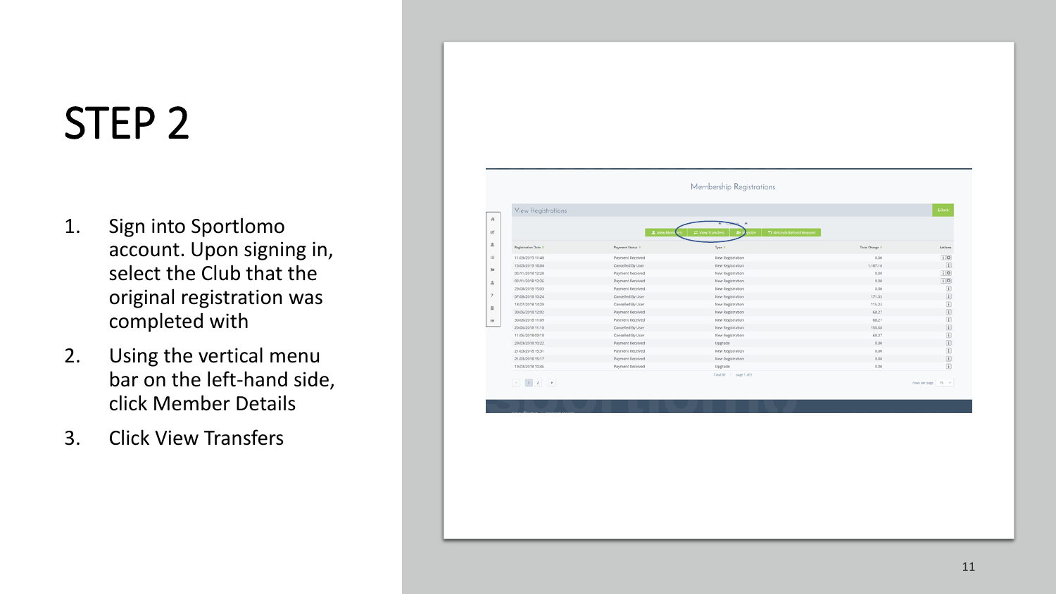# STEP 2

1. Sign into Sportlomo account. Upon signing in, select the Club that the original registration was completed with
2. Using the vertical menu bar on the left-hand side, click Member Details
3. Click View Transfers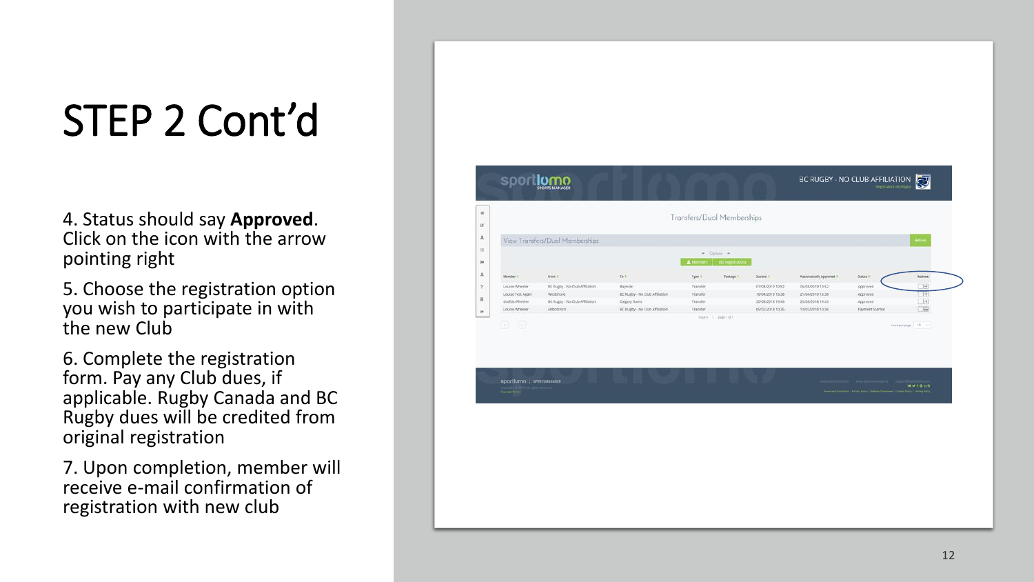# STEP 2 Cont'd

4. Status should say **Approved**. Click on the icon with the arrow pointing right

5. Choose the registration option you wish to participate in with the new Club

6. Complete the registration form. Pay any Club dues, if applicable. Rugby Canada and BC Rugby dues will be credited from original registration

7. Upon completion, member will receive e-mail confirmation of registration with new club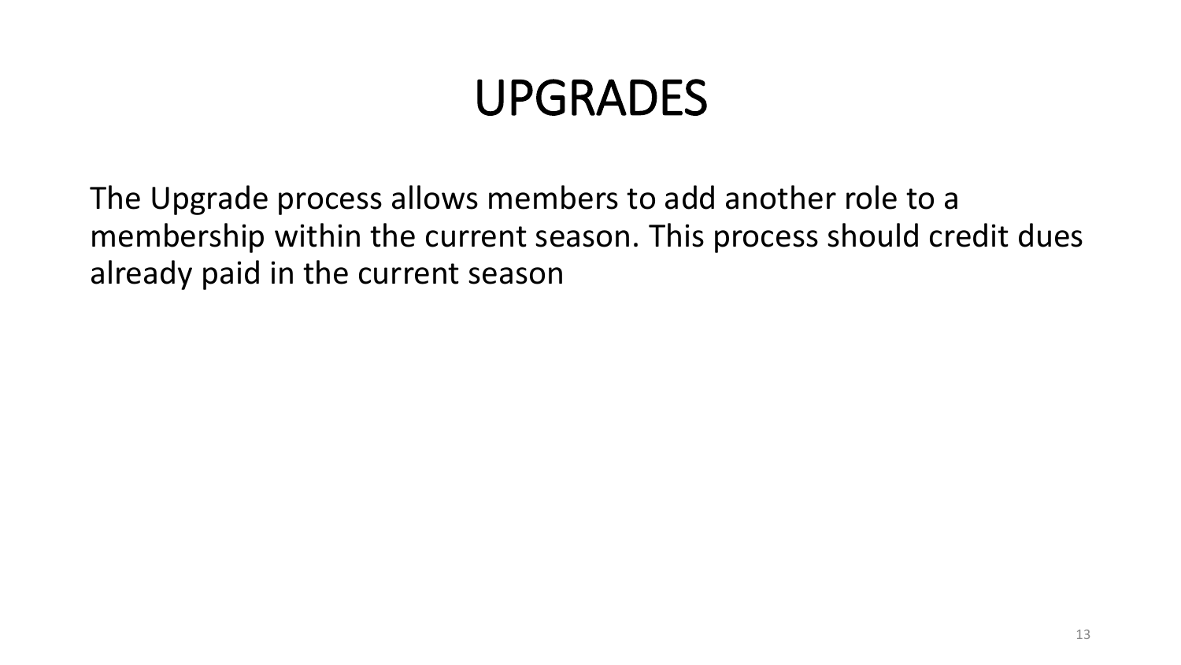# UPGRADES

The Upgrade process allows members to add another role to a membership within the current season. This process should credit dues already paid in the current season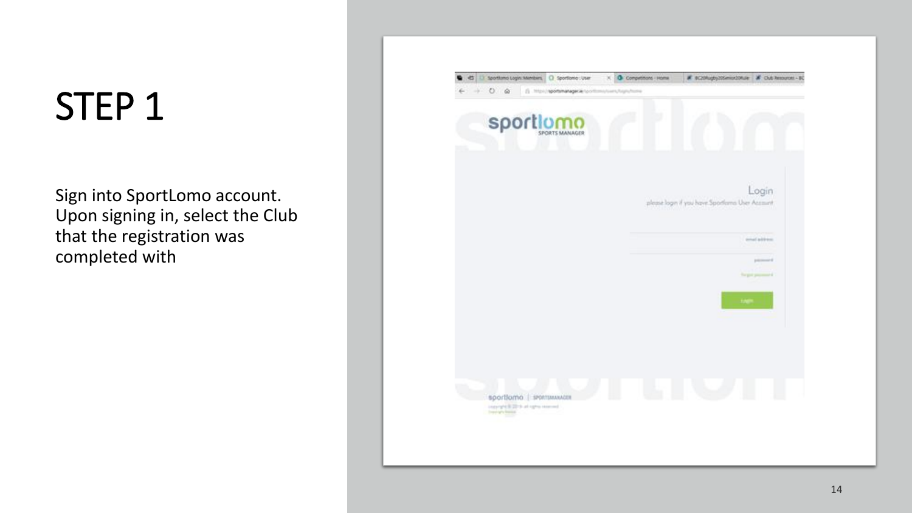# STEP 1

Sign into SportLomo account. Upon signing in, select the Club that the registration was completed with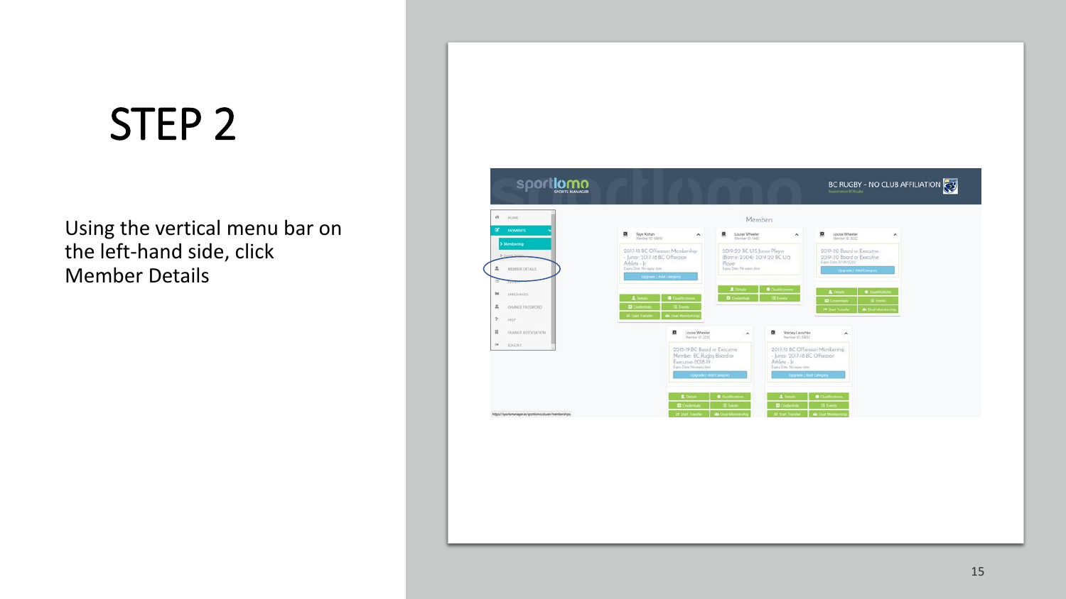# STEP 2

Using the vertical menu bar on the left-hand side, click Member Details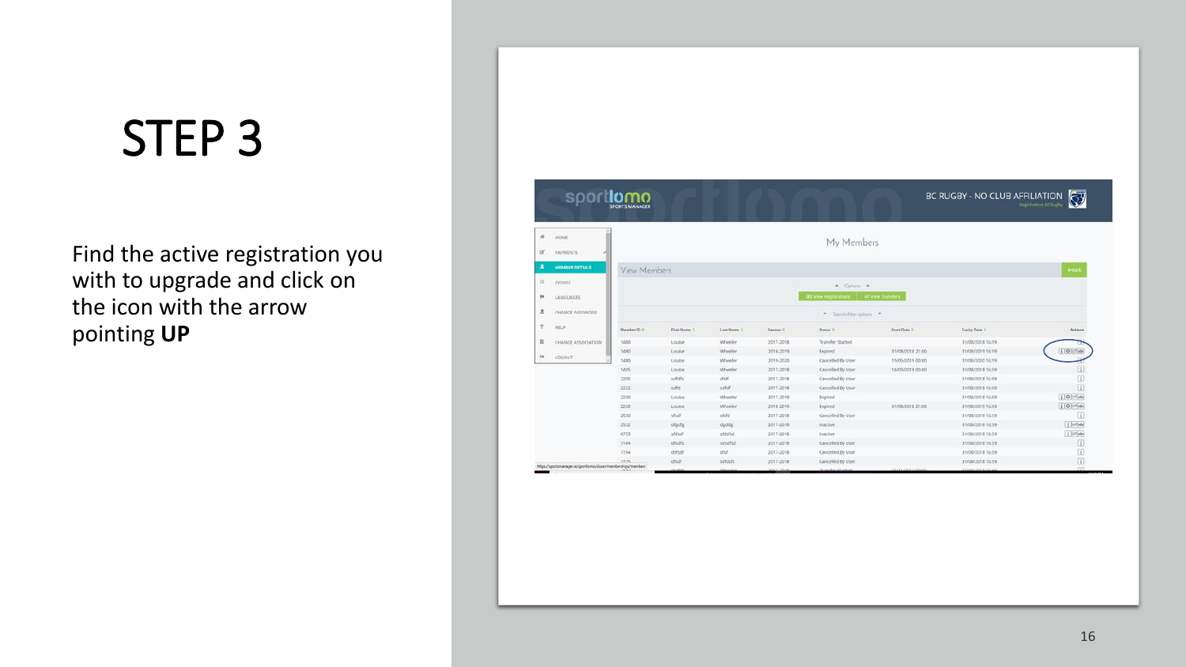# STEP 3

Find the active registration you with to upgrade and click on the icon with the arrow pointing **UP**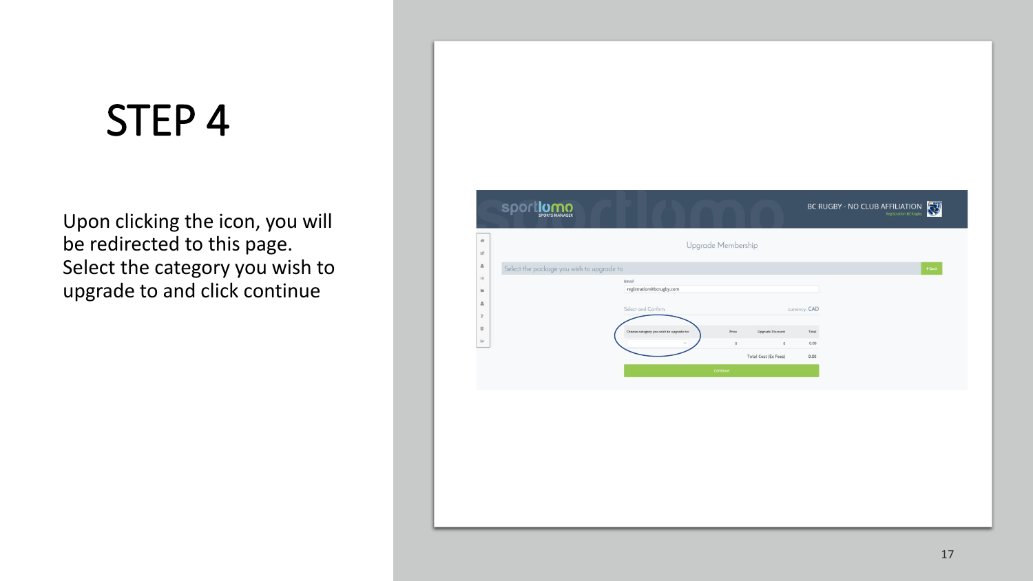# STEP 4

Upon clicking the icon, you will be redirected to this page. Select the category you wish to upgrade to and click continue